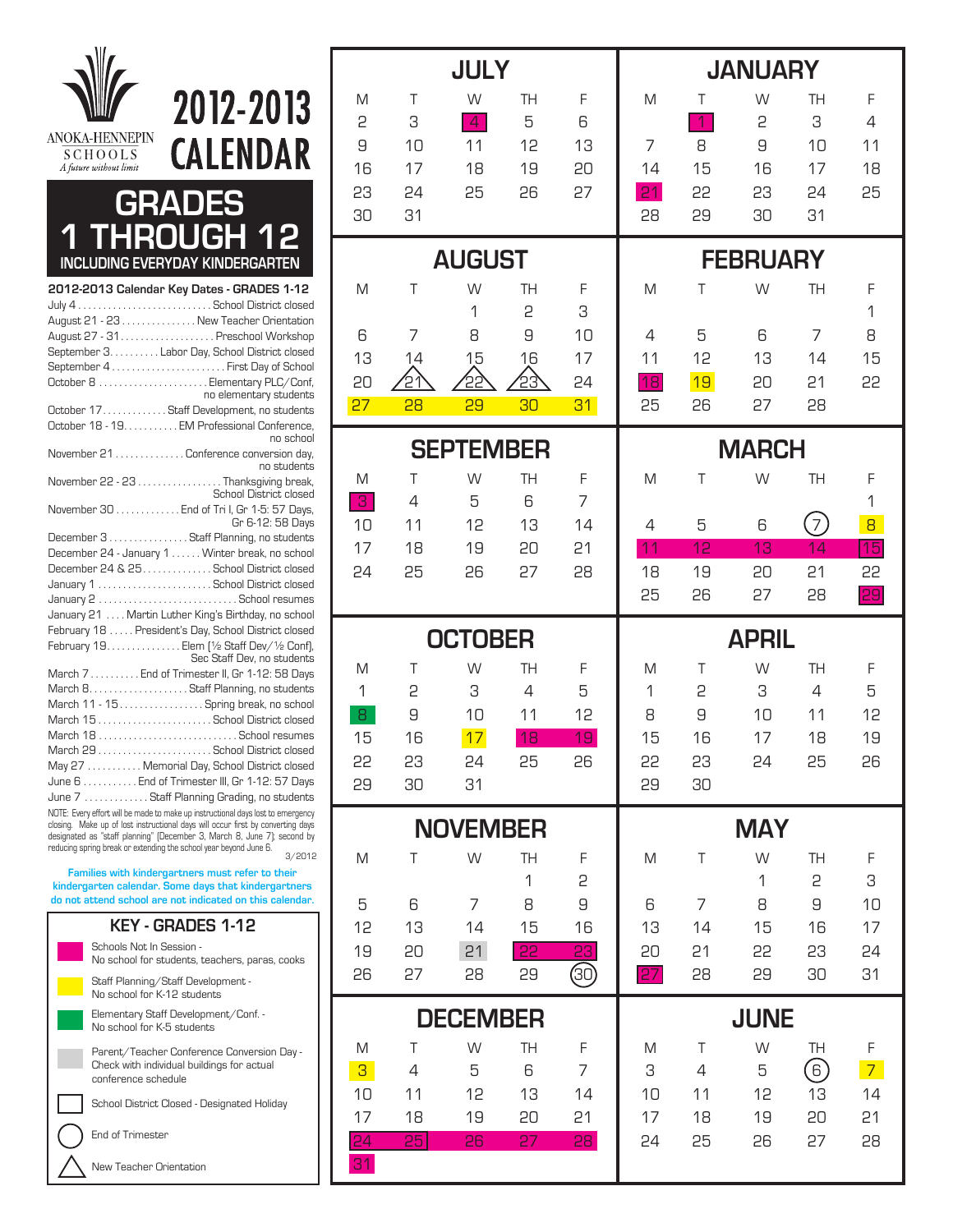# ANOKA-HENNEPIN SCHOOLS

*A future without limit*

# 2012-2013 CALENDAR

## GRADES 1 THROUGH 12

**INCLUDING EVERYDAY KINDERGARTEN**

### 2012-2013 Calendar Key Dates - GRADES 1-12

- July 4 .......... School District closed
- August 21 - 23 .......... New Teacher Orientation
- August 27 - 31 .......... Preschool Workshop
- September 3 .......... Labor Day, School District closed
- September 4 .......... First Day of School
- October 8 .......... Elementary PLC/Conf, no elementary students
- October 17 .......... Staff Development, no students
- October 18 - 19 .......... EM Professional Conference, no school
- November 21 .......... Conference conversion day, no students
- November 22 - 23 .......... Thanksgiving break, School District closed
- November 30 .......... End of Tri I, Gr 1-5: 57 Days, Gr 6-12: 58 Days
- December 3 .......... Staff Planning, no students
- December 24 - January 1 .......... Winter break, no school
- December 24 & 25 .......... School District closed
- January 1 .......... School District closed
- January 2 .......... School resumes
- January 21 .......... Martin Luther King's Birthday, no school
- February 18 .......... President's Day, School District closed
- February 19 .......... Elem (½ Staff Dev/½ Conf), Sec Staff Dev, no students
- March 7 .......... End of Trimester II, Gr 1-12: 58 Days
- March 8 .......... Staff Planning, no students
- March 11 - 15 .......... Spring break, no school
- March 15 .......... School District closed
- March 18 .......... School resumes
- March 29 .......... School District closed
- May 27 .......... Memorial Day, School District closed
- June 6 .......... End of Trimester III, Gr 1-12: 57 Days
- June 7 .......... Staff Planning Grading, no students

NOTE: Every effort will be made to make up instructional days lost to emergency closing. Make up of lost instructional days will occur first by converting days designated as "staff planning" (December 3, March 8, June 7); second by reducing spring break or extending the school year beyond June 6.

3/2012

**Families with kindergartners must refer to their kindergarten calendar. Some days that kindergartners do not attend school are not indicated on this calendar.**

### KEY - GRADES 1-12

- Magenta: Schools Not In Session - No school for students, teachers, paras, cooks
- Yellow: Staff Planning/Staff Development - No school for K-12 students
- Green: Elementary Staff Development/Conf. - No school for K-5 students
- Gray: Parent/Teacher Conference Conversion Day - Check with individual buildings for actual conference schedule
- Box: School District Closed - Designated Holiday
- Circle: End of Trimester
- Triangle: New Teacher Orientation

### JULY

| M | T | W | TH | F |
|---|---|---|---|---|
| 2 | 3 | 4 | 5 | 6 |
| 9 | 10 | 11 | 12 | 13 |
| 16 | 17 | 18 | 19 | 20 |
| 23 | 24 | 25 | 26 | 27 |
| 30 | 31 | | | |

### AUGUST

| M | T | W | TH | F |
|---|---|---|---|---|
| | | 1 | 2 | 3 |
| 6 | 7 | 8 | 9 | 10 |
| 13 | 14 | 15 | 16 | 17 |
| 20 | 21 | 22 | 23 | 24 |
| 27 | 28 | 29 | 30 | 31 |

### SEPTEMBER

| M | T | W | TH | F |
|---|---|---|---|---|
| 3 | 4 | 5 | 6 | 7 |
| 10 | 11 | 12 | 13 | 14 |
| 17 | 18 | 19 | 20 | 21 |
| 24 | 25 | 26 | 27 | 28 |

### OCTOBER

| M | T | W | TH | F |
|---|---|---|---|---|
| 1 | 2 | 3 | 4 | 5 |
| 8 | 9 | 10 | 11 | 12 |
| 15 | 16 | 17 | 18 | 19 |
| 22 | 23 | 24 | 25 | 26 |
| 29 | 30 | 31 | | |

### NOVEMBER

| M | T | W | TH | F |
|---|---|---|---|---|
| | | | 1 | 2 |
| 5 | 6 | 7 | 8 | 9 |
| 12 | 13 | 14 | 15 | 16 |
| 19 | 20 | 21 | 22 | 23 |
| 26 | 27 | 28 | 29 | 30 |

### DECEMBER

| M | T | W | TH | F |
|---|---|---|---|---|
| 3 | 4 | 5 | 6 | 7 |
| 10 | 11 | 12 | 13 | 14 |
| 17 | 18 | 19 | 20 | 21 |
| 24 | 25 | 26 | 27 | 28 |
| 31 | | | | |

### JANUARY

| M | T | W | TH | F |
|---|---|---|---|---|
| | 1 | 2 | 3 | 4 |
| 7 | 8 | 9 | 10 | 11 |
| 14 | 15 | 16 | 17 | 18 |
| 21 | 22 | 23 | 24 | 25 |
| 28 | 29 | 30 | 31 | |

### FEBRUARY

| M | T | W | TH | F |
|---|---|---|---|---|
| | | | | 1 |
| 4 | 5 | 6 | 7 | 8 |
| 11 | 12 | 13 | 14 | 15 |
| 18 | 19 | 20 | 21 | 22 |
| 25 | 26 | 27 | 28 | |

### MARCH

| M | T | W | TH | F |
|---|---|---|---|---|
| | | | | 1 |
| 4 | 5 | 6 | 7 | 8 |
| 11 | 12 | 13 | 14 | 15 |
| 18 | 19 | 20 | 21 | 22 |
| 25 | 26 | 27 | 28 | 29 |

### APRIL

| M | T | W | TH | F |
|---|---|---|---|---|
| 1 | 2 | 3 | 4 | 5 |
| 8 | 9 | 10 | 11 | 12 |
| 15 | 16 | 17 | 18 | 19 |
| 22 | 23 | 24 | 25 | 26 |
| 29 | 30 | | | |

### MAY

| M | T | W | TH | F |
|---|---|---|---|---|
| | | 1 | 2 | 3 |
| 6 | 7 | 8 | 9 | 10 |
| 13 | 14 | 15 | 16 | 17 |
| 20 | 21 | 22 | 23 | 24 |
| 27 | 28 | 29 | 30 | 31 |

### JUNE

| M | T | W | TH | F |
|---|---|---|---|---|
| 3 | 4 | 5 | 6 | 7 |
| 10 | 11 | 12 | 13 | 14 |
| 17 | 18 | 19 | 20 | 21 |
| 24 | 25 | 26 | 27 | 28 |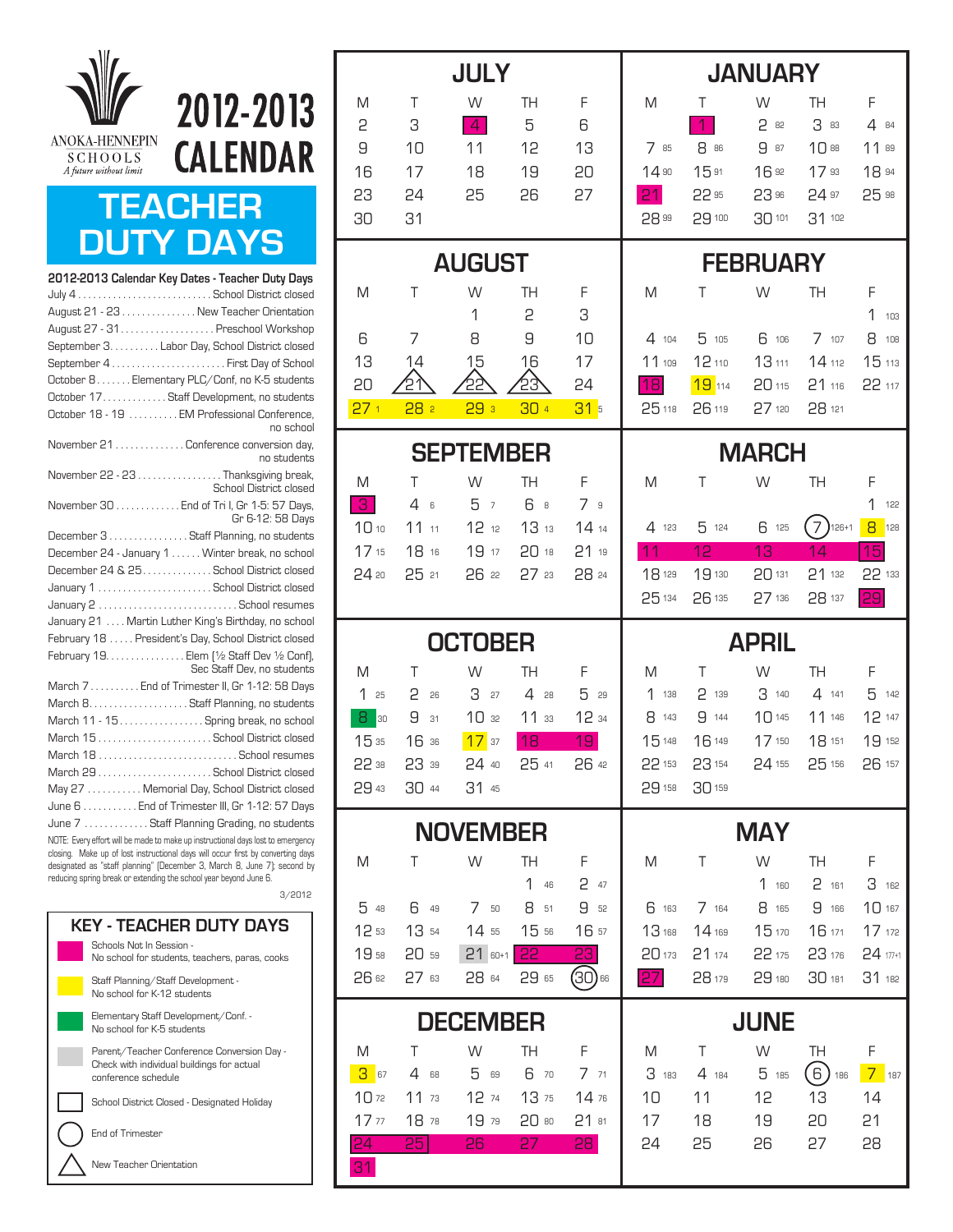ANOKA-HENNEPIN SCHOOLS
*A future without limit*

# 2012-2013 CALENDAR

## TEACHER DUTY DAYS

### 2012-2013 Calendar Key Dates - Teacher Duty Days

- July 4 ........ School District closed
- August 21 - 23 ........ New Teacher Orientation
- August 27 - 31 ........ Preschool Workshop
- September 3 ........ Labor Day, School District closed
- September 4 ........ First Day of School
- October 8 ........ Elementary PLC/Conf, no K-5 students
- October 17 ........ Staff Development, no students
- October 18 - 19 ........ EM Professional Conference, no school
- November 21 ........ Conference conversion day, no students
- November 22 - 23 ........ Thanksgiving break, School District closed
- November 30 ........ End of Tri I, Gr 1-5: 57 Days, Gr 6-12: 58 Days
- December 3 ........ Staff Planning, no students
- December 24 - January 1 ........ Winter break, no school
- December 24 & 25 ........ School District closed
- January 1 ........ School District closed
- January 2 ........ School resumes
- January 21 ........ Martin Luther King's Birthday, no school
- February 18 ........ President's Day, School District closed
- February 19 ........ Elem (½ Staff Dev ½ Conf), Sec Staff Dev, no students
- March 7 ........ End of Trimester II, Gr 1-12: 58 Days
- March 8 ........ Staff Planning, no students
- March 11 - 15 ........ Spring break, no school
- March 15 ........ School District closed
- March 18 ........ School resumes
- March 29 ........ School District closed
- May 27 ........ Memorial Day, School District closed
- June 6 ........ End of Trimester III, Gr 1-12: 57 Days
- June 7 ........ Staff Planning Grading, no students

NOTE: Every effort will be made to make up instructional days lost to emergency closing. Make up of lost instructional days will occur first by converting days designated as "staff planning" (December 3, March 8, June 7); second by reducing spring break or extending the school year beyond June 6.

3/2012

### KEY - TEACHER DUTY DAYS

- Magenta: Schools Not In Session - No school for students, teachers, paras, cooks
- Yellow: Staff Planning/Staff Development - No school for K-12 students
- Green: Elementary Staff Development/Conf. - No school for K-5 students
- Gray: Parent/Teacher Conference Conversion Day - Check with individual buildings for actual conference schedule
- Square: School District Closed - Designated Holiday
- Circle: End of Trimester
- Triangle: New Teacher Orientation

Small numbers beside dates are teacher duty day counts.

### JULY

| M | T | W | TH | F |
|---|---|---|---|---|
| 2 | 3 | 4 (holiday) | 5 | 6 |
| 9 | 10 | 11 | 12 | 13 |
| 16 | 17 | 18 | 19 | 20 |
| 23 | 24 | 25 | 26 | 27 |
| 30 | 31 | | | |

### AUGUST

| M | T | W | TH | F |
|---|---|---|---|---|
| | | 1 | 2 | 3 |
| 6 | 7 | 8 | 9 | 10 |
| 13 | 14 | 15 | 16 | 17 |
| 20 | 21 (NTO) | 22 (NTO) | 23 (NTO) | 24 |
| 27 (1) | 28 (2) | 29 (3) | 30 (4) | 31 (5) |

### SEPTEMBER

| M | T | W | TH | F |
|---|---|---|---|---|
| 3 (holiday) | 4 (6) | 5 (7) | 6 (8) | 7 (9) |
| 10 (10) | 11 (11) | 12 (12) | 13 (13) | 14 (14) |
| 17 (15) | 18 (16) | 19 (17) | 20 (18) | 21 (19) |
| 24 (20) | 25 (21) | 26 (22) | 27 (23) | 28 (24) |

### OCTOBER

| M | T | W | TH | F |
|---|---|---|---|---|
| 1 (25) | 2 (26) | 3 (27) | 4 (28) | 5 (29) |
| 8 (30) | 9 (31) | 10 (32) | 11 (33) | 12 (34) |
| 15 (35) | 16 (36) | 17 (37) | 18 | 19 |
| 22 (38) | 23 (39) | 24 (40) | 25 (41) | 26 (42) |
| 29 (43) | 30 (44) | 31 (45) | | |

### NOVEMBER

| M | T | W | TH | F |
|---|---|---|---|---|
| | | | 1 (46) | 2 (47) |
| 5 (48) | 6 (49) | 7 (50) | 8 (51) | 9 (52) |
| 12 (53) | 13 (54) | 14 (55) | 15 (56) | 16 (57) |
| 19 (58) | 20 (59) | 21 (60+1) | 22 | 23 |
| 26 (62) | 27 (63) | 28 (64) | 29 (65) | 30 (66, end of trimester) |

### DECEMBER

| M | T | W | TH | F |
|---|---|---|---|---|
| 3 (67) | 4 (68) | 5 (69) | 6 (70) | 7 (71) |
| 10 (72) | 11 (73) | 12 (74) | 13 (75) | 14 (76) |
| 17 (77) | 18 (78) | 19 (79) | 20 (80) | 21 (81) |
| 24 | 25 (holiday) | 26 | 27 | 28 |
| 31 | | | | |

### JANUARY

| M | T | W | TH | F |
|---|---|---|---|---|
| | 1 (holiday) | 2 (82) | 3 (83) | 4 (84) |
| 7 (85) | 8 (86) | 9 (87) | 10 (88) | 11 (89) |
| 14 (90) | 15 (91) | 16 (92) | 17 (93) | 18 (94) |
| 21 | 22 (95) | 23 (96) | 24 (97) | 25 (98) |
| 28 (99) | 29 (100) | 30 (101) | 31 (102) | |

### FEBRUARY

| M | T | W | TH | F |
|---|---|---|---|---|
| | | | | 1 (103) |
| 4 (104) | 5 (105) | 6 (106) | 7 (107) | 8 (108) |
| 11 (109) | 12 (110) | 13 (111) | 14 (112) | 15 (113) |
| 18 (holiday) | 19 (114) | 20 (115) | 21 (116) | 22 (117) |
| 25 (118) | 26 (119) | 27 (120) | 28 (121) | |

### MARCH

| M | T | W | TH | F |
|---|---|---|---|---|
| | | | | 1 (122) |
| 4 (123) | 5 (124) | 6 (125) | 7 (126+1, end of trimester) | 8 (128) |
| 11 | 12 | 13 | 14 | 15 (holiday) |
| 18 (129) | 19 (130) | 20 (131) | 21 (132) | 22 (133) |
| 25 (134) | 26 (135) | 27 (136) | 28 (137) | 29 (holiday) |

### APRIL

| M | T | W | TH | F |
|---|---|---|---|---|
| 1 (138) | 2 (139) | 3 (140) | 4 (141) | 5 (142) |
| 8 (143) | 9 (144) | 10 (145) | 11 (146) | 12 (147) |
| 15 (148) | 16 (149) | 17 (150) | 18 (151) | 19 (152) |
| 22 (153) | 23 (154) | 24 (155) | 25 (156) | 26 (157) |
| 29 (158) | 30 (159) | | | |

### MAY

| M | T | W | TH | F |
|---|---|---|---|---|
| | | 1 (160) | 2 (161) | 3 (162) |
| 6 (163) | 7 (164) | 8 (165) | 9 (166) | 10 (167) |
| 13 (168) | 14 (169) | 15 (170) | 16 (171) | 17 (172) |
| 20 (173) | 21 (174) | 22 (175) | 23 (176) | 24 (177+1) |
| 27 (holiday) | 28 (179) | 29 (180) | 30 (181) | 31 (182) |

### JUNE

| M | T | W | TH | F |
|---|---|---|---|---|
| 3 (183) | 4 (184) | 5 (185) | 6 (186, end of trimester) | 7 (187) |
| 10 | 11 | 12 | 13 | 14 |
| 17 | 18 | 19 | 20 | 21 |
| 24 | 25 | 26 | 27 | 28 |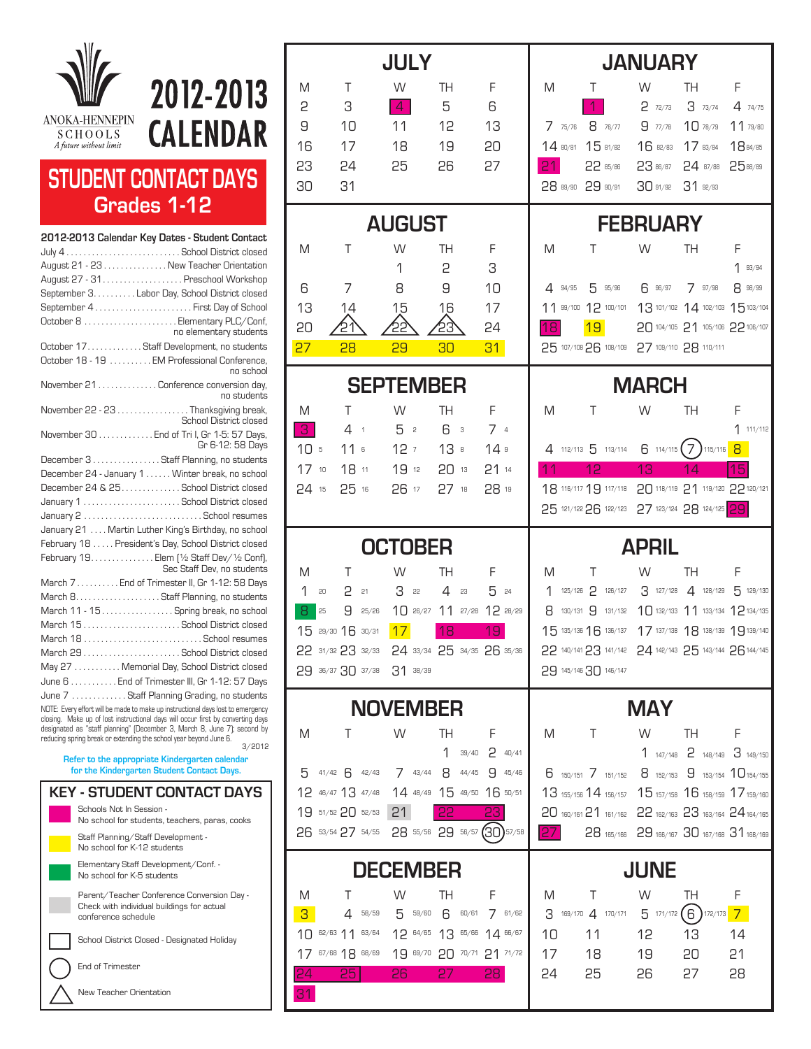ANOKA-HENNEPIN SCHOOLS
*A future without limit*

# 2012-2013 CALENDAR

## STUDENT CONTACT DAYS
## Grades 1-12

### 2012-2013 Calendar Key Dates - Student Contact

- July 4 .......... School District closed
- August 21 - 23 .......... New Teacher Orientation
- August 27 - 31 .......... Preschool Workshop
- September 3 .......... Labor Day, School District closed
- September 4 .......... First Day of School
- October 8 .......... Elementary PLC/Conf, no elementary students
- October 17 .......... Staff Development, no students
- October 18 - 19 .......... EM Professional Conference, no school
- November 21 .......... Conference conversion day, no students
- November 22 - 23 .......... Thanksgiving break, School District closed
- November 30 .......... End of Tri I, Gr 1-5: 57 Days, Gr 6-12: 58 Days
- December 3 .......... Staff Planning, no students
- December 24 - January 1 .......... Winter break, no school
- December 24 & 25 .......... School District closed
- January 1 .......... School District closed
- January 2 .......... School resumes
- January 21 .......... Martin Luther King's Birthday, no school
- February 18 .......... President's Day, School District closed
- February 19 .......... Elem [½ Staff Dev/½ Conf], Sec Staff Dev, no students
- March 7 .......... End of Trimester II, Gr 1-12: 58 Days
- March 8 .......... Staff Planning, no students
- March 11 - 15 .......... Spring break, no school
- March 15 .......... School District closed
- March 18 .......... School resumes
- March 29 .......... School District closed
- May 27 .......... Memorial Day, School District closed
- June 6 .......... End of Trimester III, Gr 1-12: 57 Days
- June 7 .......... Staff Planning Grading, no students

NOTE: Every effort will be made to make up instructional days lost to emergency closing. Make up of lost instructional days will occur first by converting days designated as "staff planning" (December 3, March 8, June 7); second by reducing spring break or extending the school year beyond June 6.

3/2012

Refer to the appropriate Kindergarten calendar for the Kindergarten Student Contact Days.

### KEY - STUDENT CONTACT DAYS

- Magenta: Schools Not In Session - No school for students, teachers, paras, cooks
- Yellow: Staff Planning/Staff Development - No school for K-12 students
- Green: Elementary Staff Development/Conf. - No school for K-5 students
- Gray: Parent/Teacher Conference Conversion Day - Check with individual buildings for actual conference schedule
- Square: School District Closed - Designated Holiday
- Circle: End of Trimester
- Triangle: New Teacher Orientation

## JULY

| M | T | W | TH | F |
|---|---|---|---|---|
| 2 | 3 | 4 | 5 | 6 |
| 9 | 10 | 11 | 12 | 13 |
| 16 | 17 | 18 | 19 | 20 |
| 23 | 24 | 25 | 26 | 27 |
| 30 | 31 | | | |

## AUGUST

| M | T | W | TH | F |
|---|---|---|---|---|
| | | 1 | 2 | 3 |
| 6 | 7 | 8 | 9 | 10 |
| 13 | 14 | 15 | 16 | 17 |
| 20 | 21 | 22 | 23 | 24 |
| 27 | 28 | 29 | 30 | 31 |

## SEPTEMBER

| M | T | W | TH | F |
|---|---|---|---|---|
| 3 | 4 1 | 5 2 | 6 3 | 7 4 |
| 10 5 | 11 6 | 12 7 | 13 8 | 14 9 |
| 17 10 | 18 11 | 19 12 | 20 13 | 21 14 |
| 24 15 | 25 16 | 26 17 | 27 18 | 28 19 |

## OCTOBER

| M | T | W | TH | F |
|---|---|---|---|---|
| 1 20 | 2 21 | 3 22 | 4 23 | 5 24 |
| 8 25 | 9 25/26 | 10 26/27 | 11 27/28 | 12 28/29 |
| 15 29/30 | 16 30/31 | 17 | 18 | 19 |
| 22 31/32 | 23 32/33 | 24 33/34 | 25 34/35 | 26 35/36 |
| 29 36/37 | 30 37/38 | 31 38/39 | | |

## NOVEMBER

| M | T | W | TH | F |
|---|---|---|---|---|
| | | | 1 39/40 | 2 40/41 |
| 5 41/42 | 6 42/43 | 7 43/44 | 8 44/45 | 9 45/46 |
| 12 46/47 | 13 47/48 | 14 48/49 | 15 49/50 | 16 50/51 |
| 19 51/52 | 20 52/53 | 21 | 22 | 23 |
| 26 53/54 | 27 54/55 | 28 55/56 | 29 56/57 | 30 57/58 |

## DECEMBER

| M | T | W | TH | F |
|---|---|---|---|---|
| 3 | 4 58/59 | 5 59/60 | 6 60/61 | 7 61/62 |
| 10 62/63 | 11 63/64 | 12 64/65 | 13 65/66 | 14 66/67 |
| 17 67/68 | 18 68/69 | 19 69/70 | 20 70/71 | 21 71/72 |
| 24 | 25 | 26 | 27 | 28 |
| 31 | | | | |

## JANUARY

| M | T | W | TH | F |
|---|---|---|---|---|
| | 1 | 2 72/73 | 3 73/74 | 4 74/75 |
| 7 75/76 | 8 76/77 | 9 77/78 | 10 78/79 | 11 79/80 |
| 14 80/81 | 15 81/82 | 16 82/83 | 17 83/84 | 18 84/85 |
| 21 | 22 85/86 | 23 86/87 | 24 87/88 | 25 88/89 |
| 28 89/90 | 29 90/91 | 30 91/92 | 31 92/93 | |

## FEBRUARY

| M | T | W | TH | F |
|---|---|---|---|---|
| | | | | 1 93/94 |
| 4 94/95 | 5 95/96 | 6 96/97 | 7 97/98 | 8 98/99 |
| 11 99/100 | 12 100/101 | 13 101/102 | 14 102/103 | 15 103/104 |
| 18 | 19 | 20 104/105 | 21 105/106 | 22 106/107 |
| 25 107/108 | 26 108/109 | 27 109/110 | 28 110/111 | |

## MARCH

| M | T | W | TH | F |
|---|---|---|---|---|
| | | | | 1 111/112 |
| 4 112/113 | 5 113/114 | 6 114/115 | 7 115/116 | 8 |
| 11 | 12 | 13 | 14 | 15 |
| 18 116/117 | 19 117/118 | 20 118/119 | 21 119/120 | 22 120/121 |
| 25 121/122 | 26 122/123 | 27 123/124 | 28 124/125 | 29 |

## APRIL

| M | T | W | TH | F |
|---|---|---|---|---|
| 1 125/126 | 2 126/127 | 3 127/128 | 4 128/129 | 5 129/130 |
| 8 130/131 | 9 131/132 | 10 132/133 | 11 133/134 | 12 134/135 |
| 15 135/136 | 16 136/137 | 17 137/138 | 18 138/139 | 19 139/140 |
| 22 140/141 | 23 141/142 | 24 142/143 | 25 143/144 | 26 144/145 |
| 29 145/146 | 30 146/147 | | | |

## MAY

| M | T | W | TH | F |
|---|---|---|---|---|
| | | 1 147/148 | 2 148/149 | 3 149/150 |
| 6 150/151 | 7 151/152 | 8 152/153 | 9 153/154 | 10 154/155 |
| 13 155/156 | 14 156/157 | 15 157/158 | 16 158/159 | 17 159/160 |
| 20 160/161 | 21 161/162 | 22 162/163 | 23 163/164 | 24 164/165 |
| 27 | 28 165/166 | 29 166/167 | 30 167/168 | 31 168/169 |

## JUNE

| M | T | W | TH | F |
|---|---|---|---|---|
| 3 169/170 | 4 170/171 | 5 171/172 | 6 172/173 | 7 |
| 10 | 11 | 12 | 13 | 14 |
| 17 | 18 | 19 | 20 | 21 |
| 24 | 25 | 26 | 27 | 28 |